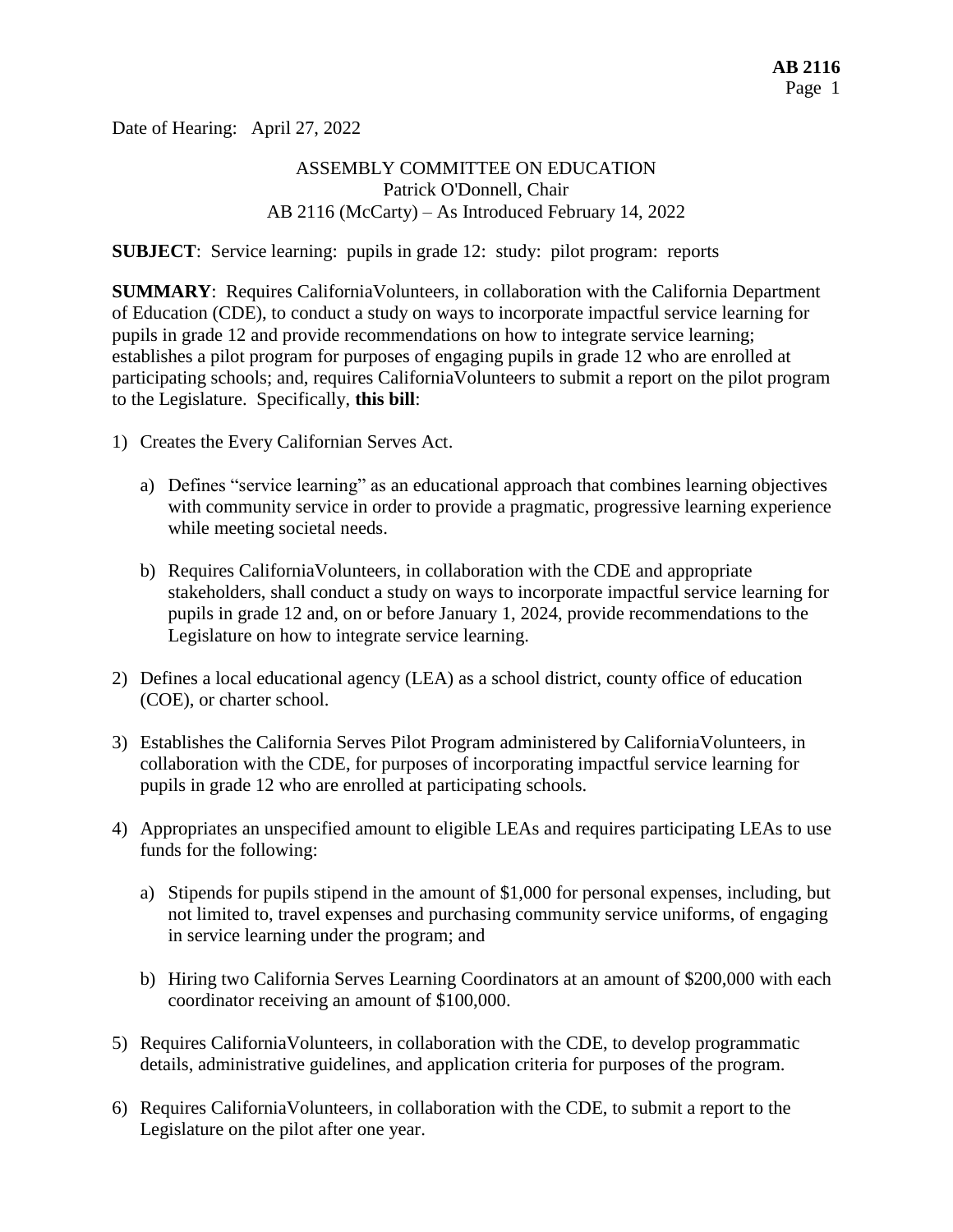Date of Hearing: April 27, 2022

ASSEMBLY COMMITTEE ON EDUCATION
Patrick O'Donnell, Chair
AB 2116 (McCarty) – As Introduced February 14, 2022

**SUBJECT**: Service learning: pupils in grade 12: study: pilot program: reports

**SUMMARY**: Requires CaliforniaVolunteers, in collaboration with the California Department of Education (CDE), to conduct a study on ways to incorporate impactful service learning for pupils in grade 12 and provide recommendations on how to integrate service learning; establishes a pilot program for purposes of engaging pupils in grade 12 who are enrolled at participating schools; and, requires CaliforniaVolunteers to submit a report on the pilot program to the Legislature. Specifically, **this bill**:

1) Creates the Every Californian Serves Act.

   a) Defines "service learning" as an educational approach that combines learning objectives with community service in order to provide a pragmatic, progressive learning experience while meeting societal needs.

   b) Requires CaliforniaVolunteers, in collaboration with the CDE and appropriate stakeholders, shall conduct a study on ways to incorporate impactful service learning for pupils in grade 12 and, on or before January 1, 2024, provide recommendations to the Legislature on how to integrate service learning.

2) Defines a local educational agency (LEA) as a school district, county office of education (COE), or charter school.

3) Establishes the California Serves Pilot Program administered by CaliforniaVolunteers, in collaboration with the CDE, for purposes of incorporating impactful service learning for pupils in grade 12 who are enrolled at participating schools.

4) Appropriates an unspecified amount to eligible LEAs and requires participating LEAs to use funds for the following:

   a) Stipends for pupils stipend in the amount of $1,000 for personal expenses, including, but not limited to, travel expenses and purchasing community service uniforms, of engaging in service learning under the program; and

   b) Hiring two California Serves Learning Coordinators at an amount of $200,000 with each coordinator receiving an amount of $100,000.

5) Requires CaliforniaVolunteers, in collaboration with the CDE, to develop programmatic details, administrative guidelines, and application criteria for purposes of the program.

6) Requires CaliforniaVolunteers, in collaboration with the CDE, to submit a report to the Legislature on the pilot after one year.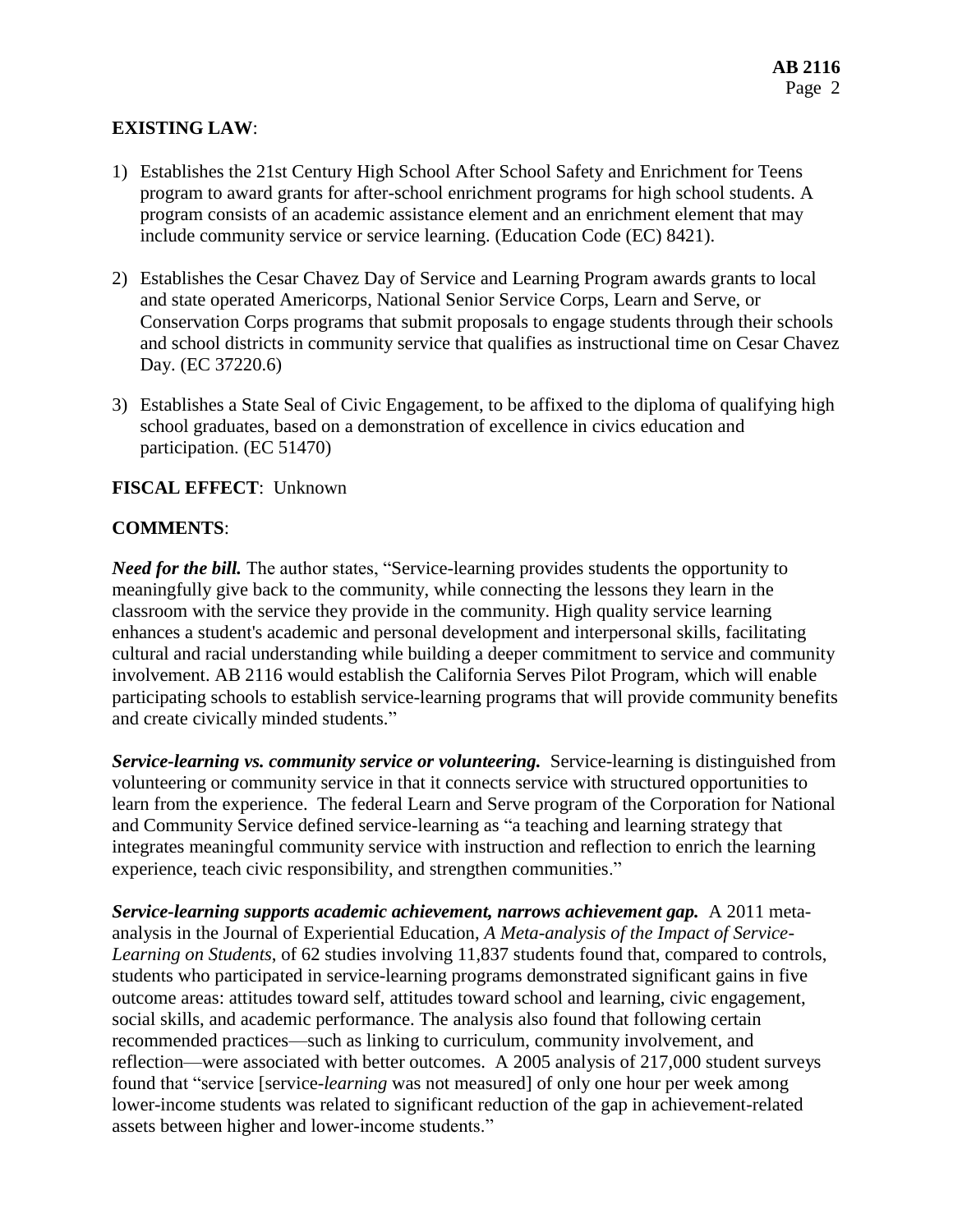**EXISTING LAW**:

1) Establishes the 21st Century High School After School Safety and Enrichment for Teens program to award grants for after-school enrichment programs for high school students. A program consists of an academic assistance element and an enrichment element that may include community service or service learning. (Education Code (EC) 8421).

2) Establishes the Cesar Chavez Day of Service and Learning Program awards grants to local and state operated Americorps, National Senior Service Corps, Learn and Serve, or Conservation Corps programs that submit proposals to engage students through their schools and school districts in community service that qualifies as instructional time on Cesar Chavez Day. (EC 37220.6)

3) Establishes a State Seal of Civic Engagement, to be affixed to the diploma of qualifying high school graduates, based on a demonstration of excellence in civics education and participation. (EC 51470)

**FISCAL EFFECT**: Unknown

**COMMENTS**:

***Need for the bill.*** The author states, "Service-learning provides students the opportunity to meaningfully give back to the community, while connecting the lessons they learn in the classroom with the service they provide in the community. High quality service learning enhances a student's academic and personal development and interpersonal skills, facilitating cultural and racial understanding while building a deeper commitment to service and community involvement. AB 2116 would establish the California Serves Pilot Program, which will enable participating schools to establish service-learning programs that will provide community benefits and create civically minded students."

***Service-learning vs. community service or volunteering.*** Service-learning is distinguished from volunteering or community service in that it connects service with structured opportunities to learn from the experience. The federal Learn and Serve program of the Corporation for National and Community Service defined service-learning as "a teaching and learning strategy that integrates meaningful community service with instruction and reflection to enrich the learning experience, teach civic responsibility, and strengthen communities."

***Service-learning supports academic achievement, narrows achievement gap.*** A 2011 meta-analysis in the Journal of Experiential Education, *A Meta-analysis of the Impact of Service-Learning on Students*, of 62 studies involving 11,837 students found that, compared to controls, students who participated in service-learning programs demonstrated significant gains in five outcome areas: attitudes toward self, attitudes toward school and learning, civic engagement, social skills, and academic performance. The analysis also found that following certain recommended practices—such as linking to curriculum, community involvement, and reflection—were associated with better outcomes. A 2005 analysis of 217,000 student surveys found that "service [service-*learning* was not measured] of only one hour per week among lower-income students was related to significant reduction of the gap in achievement-related assets between higher and lower-income students."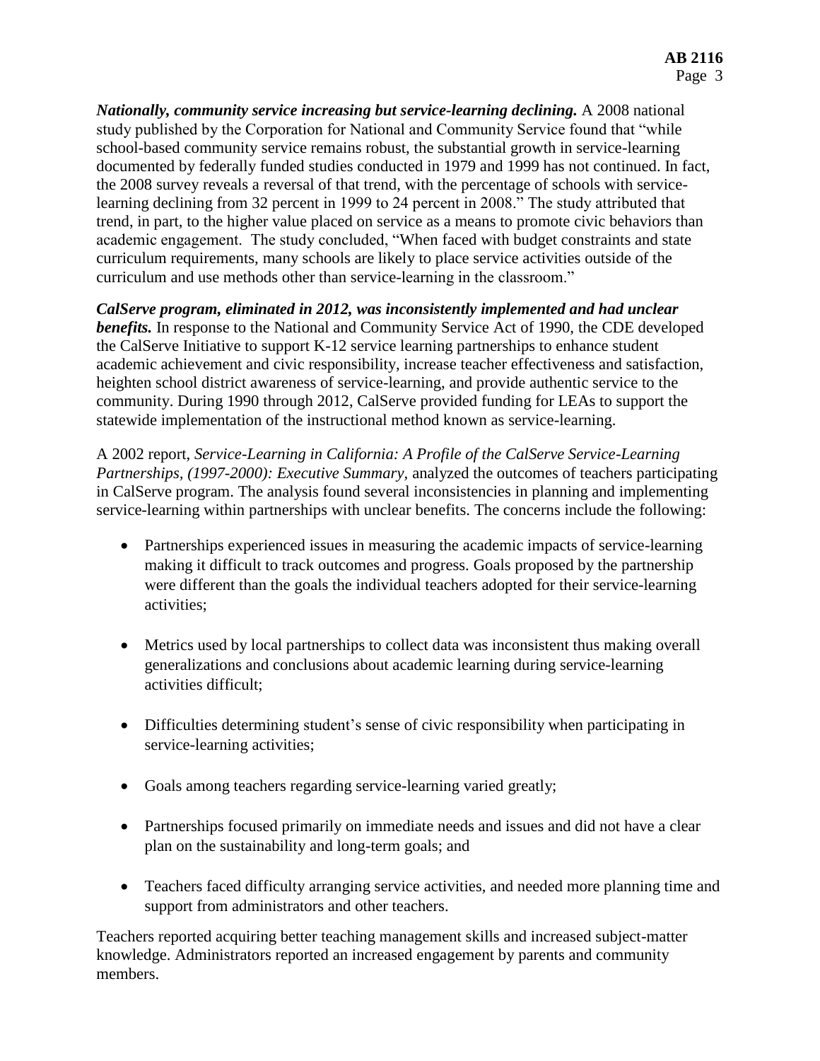***Nationally, community service increasing but service-learning declining.*** A 2008 national study published by the Corporation for National and Community Service found that "while school-based community service remains robust, the substantial growth in service-learning documented by federally funded studies conducted in 1979 and 1999 has not continued. In fact, the 2008 survey reveals a reversal of that trend, with the percentage of schools with service-learning declining from 32 percent in 1999 to 24 percent in 2008." The study attributed that trend, in part, to the higher value placed on service as a means to promote civic behaviors than academic engagement. The study concluded, "When faced with budget constraints and state curriculum requirements, many schools are likely to place service activities outside of the curriculum and use methods other than service-learning in the classroom."

***CalServe program, eliminated in 2012, was inconsistently implemented and had unclear benefits.*** In response to the National and Community Service Act of 1990, the CDE developed the CalServe Initiative to support K-12 service learning partnerships to enhance student academic achievement and civic responsibility, increase teacher effectiveness and satisfaction, heighten school district awareness of service-learning, and provide authentic service to the community. During 1990 through 2012, CalServe provided funding for LEAs to support the statewide implementation of the instructional method known as service-learning.

A 2002 report, *Service-Learning in California: A Profile of the CalServe Service-Learning Partnerships, (1997-2000): Executive Summary,* analyzed the outcomes of teachers participating in CalServe program. The analysis found several inconsistencies in planning and implementing service-learning within partnerships with unclear benefits. The concerns include the following:

- Partnerships experienced issues in measuring the academic impacts of service-learning making it difficult to track outcomes and progress. Goals proposed by the partnership were different than the goals the individual teachers adopted for their service-learning activities;
- Metrics used by local partnerships to collect data was inconsistent thus making overall generalizations and conclusions about academic learning during service-learning activities difficult;
- Difficulties determining student's sense of civic responsibility when participating in service-learning activities;
- Goals among teachers regarding service-learning varied greatly;
- Partnerships focused primarily on immediate needs and issues and did not have a clear plan on the sustainability and long-term goals; and
- Teachers faced difficulty arranging service activities, and needed more planning time and support from administrators and other teachers.

Teachers reported acquiring better teaching management skills and increased subject-matter knowledge. Administrators reported an increased engagement by parents and community members.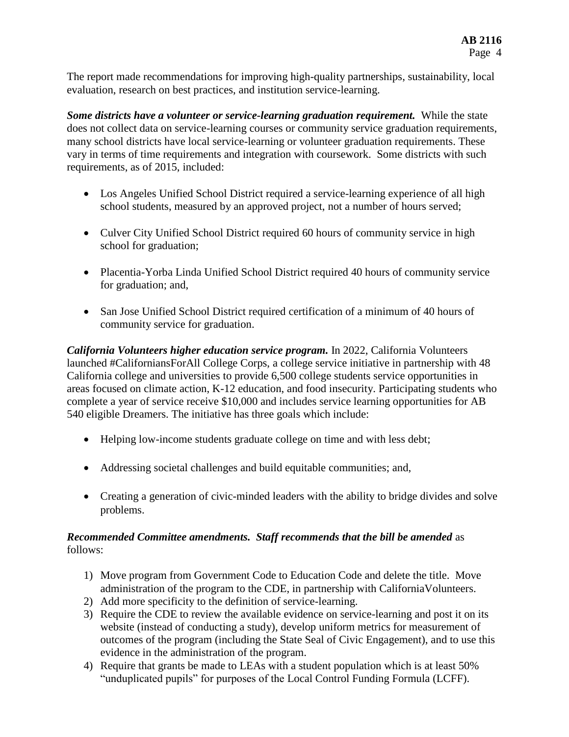The report made recommendations for improving high-quality partnerships, sustainability, local evaluation, research on best practices, and institution service-learning.

***Some districts have a volunteer or service-learning graduation requirement.*** While the state does not collect data on service-learning courses or community service graduation requirements, many school districts have local service-learning or volunteer graduation requirements. These vary in terms of time requirements and integration with coursework. Some districts with such requirements, as of 2015, included:

- Los Angeles Unified School District required a service-learning experience of all high school students, measured by an approved project, not a number of hours served;
- Culver City Unified School District required 60 hours of community service in high school for graduation;
- Placentia-Yorba Linda Unified School District required 40 hours of community service for graduation; and,
- San Jose Unified School District required certification of a minimum of 40 hours of community service for graduation.

***California Volunteers higher education service program.*** In 2022, California Volunteers launched #CaliforniansForAll College Corps, a college service initiative in partnership with 48 California college and universities to provide 6,500 college students service opportunities in areas focused on climate action, K-12 education, and food insecurity. Participating students who complete a year of service receive $10,000 and includes service learning opportunities for AB 540 eligible Dreamers. The initiative has three goals which include:

- Helping low-income students graduate college on time and with less debt;
- Addressing societal challenges and build equitable communities; and,
- Creating a generation of civic-minded leaders with the ability to bridge divides and solve problems.

***Recommended Committee amendments. Staff recommends that the bill be amended*** as follows:

1) Move program from Government Code to Education Code and delete the title. Move administration of the program to the CDE, in partnership with CaliforniaVolunteers.
2) Add more specificity to the definition of service-learning.
3) Require the CDE to review the available evidence on service-learning and post it on its website (instead of conducting a study), develop uniform metrics for measurement of outcomes of the program (including the State Seal of Civic Engagement), and to use this evidence in the administration of the program.
4) Require that grants be made to LEAs with a student population which is at least 50% "unduplicated pupils" for purposes of the Local Control Funding Formula (LCFF).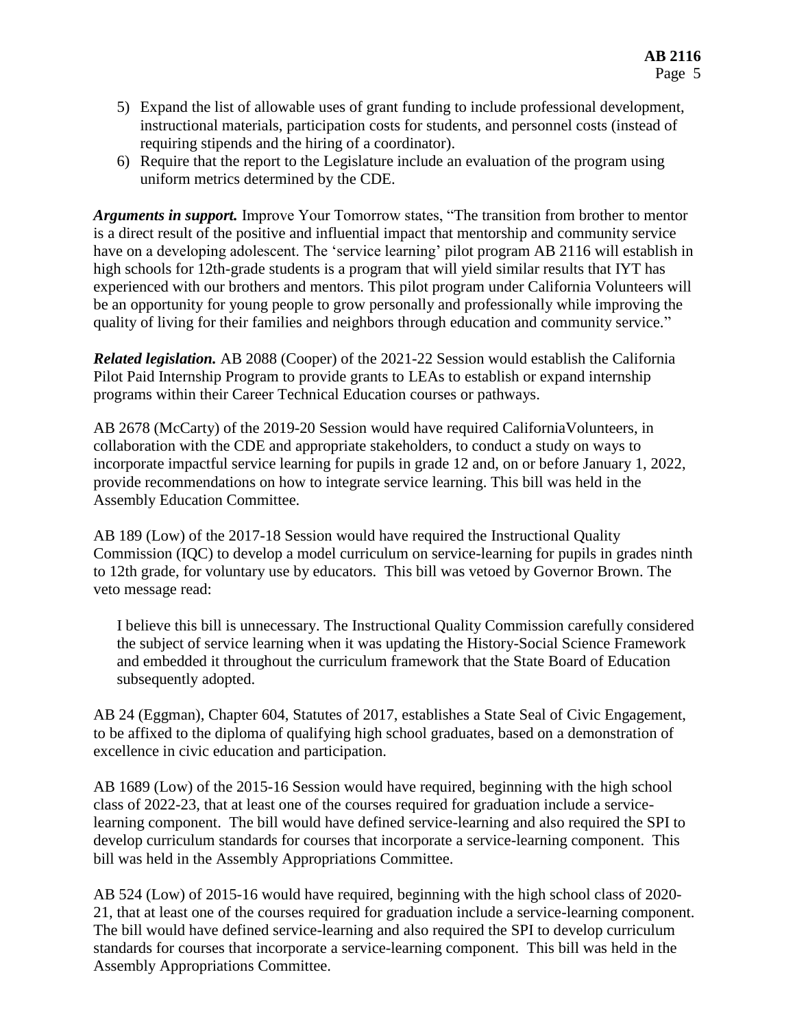5) Expand the list of allowable uses of grant funding to include professional development, instructional materials, participation costs for students, and personnel costs (instead of requiring stipends and the hiring of a coordinator).
6) Require that the report to the Legislature include an evaluation of the program using uniform metrics determined by the CDE.

***Arguments in support.*** Improve Your Tomorrow states, "The transition from brother to mentor is a direct result of the positive and influential impact that mentorship and community service have on a developing adolescent. The 'service learning' pilot program AB 2116 will establish in high schools for 12th-grade students is a program that will yield similar results that IYT has experienced with our brothers and mentors. This pilot program under California Volunteers will be an opportunity for young people to grow personally and professionally while improving the quality of living for their families and neighbors through education and community service."

***Related legislation.*** AB 2088 (Cooper) of the 2021-22 Session would establish the California Pilot Paid Internship Program to provide grants to LEAs to establish or expand internship programs within their Career Technical Education courses or pathways.

AB 2678 (McCarty) of the 2019-20 Session would have required CaliforniaVolunteers, in collaboration with the CDE and appropriate stakeholders, to conduct a study on ways to incorporate impactful service learning for pupils in grade 12 and, on or before January 1, 2022, provide recommendations on how to integrate service learning. This bill was held in the Assembly Education Committee.

AB 189 (Low) of the 2017-18 Session would have required the Instructional Quality Commission (IQC) to develop a model curriculum on service-learning for pupils in grades ninth to 12th grade, for voluntary use by educators. This bill was vetoed by Governor Brown. The veto message read:

> I believe this bill is unnecessary. The Instructional Quality Commission carefully considered the subject of service learning when it was updating the History-Social Science Framework and embedded it throughout the curriculum framework that the State Board of Education subsequently adopted.

AB 24 (Eggman), Chapter 604, Statutes of 2017, establishes a State Seal of Civic Engagement, to be affixed to the diploma of qualifying high school graduates, based on a demonstration of excellence in civic education and participation.

AB 1689 (Low) of the 2015-16 Session would have required, beginning with the high school class of 2022-23, that at least one of the courses required for graduation include a service-learning component. The bill would have defined service-learning and also required the SPI to develop curriculum standards for courses that incorporate a service-learning component. This bill was held in the Assembly Appropriations Committee.

AB 524 (Low) of 2015-16 would have required, beginning with the high school class of 2020-21, that at least one of the courses required for graduation include a service-learning component. The bill would have defined service-learning and also required the SPI to develop curriculum standards for courses that incorporate a service-learning component. This bill was held in the Assembly Appropriations Committee.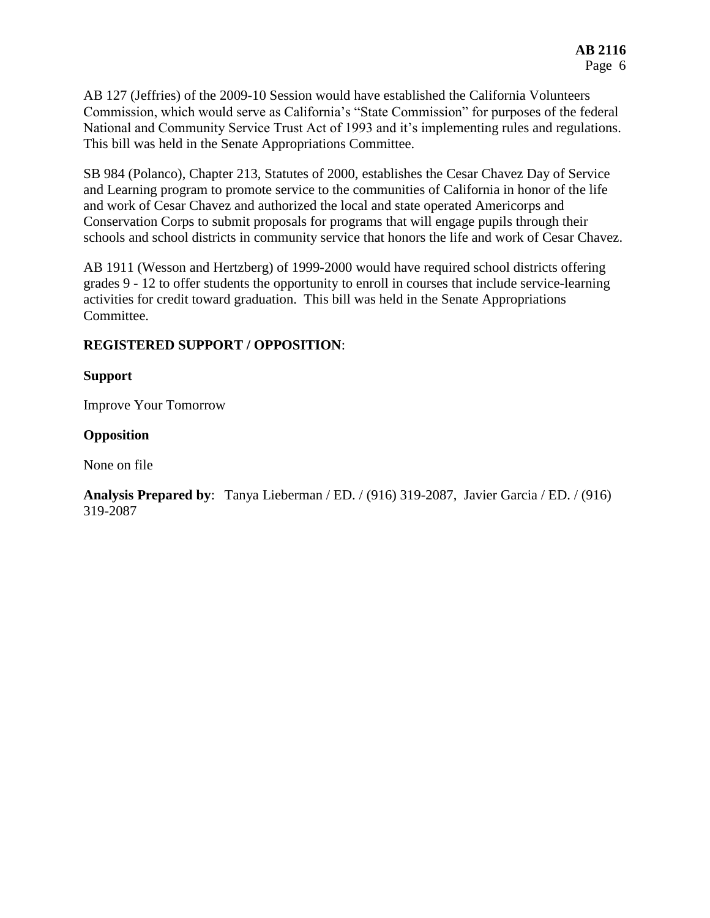AB 127 (Jeffries) of the 2009-10 Session would have established the California Volunteers Commission, which would serve as California's "State Commission" for purposes of the federal National and Community Service Trust Act of 1993 and it's implementing rules and regulations. This bill was held in the Senate Appropriations Committee.

SB 984 (Polanco), Chapter 213, Statutes of 2000, establishes the Cesar Chavez Day of Service and Learning program to promote service to the communities of California in honor of the life and work of Cesar Chavez and authorized the local and state operated Americorps and Conservation Corps to submit proposals for programs that will engage pupils through their schools and school districts in community service that honors the life and work of Cesar Chavez.

AB 1911 (Wesson and Hertzberg) of 1999-2000 would have required school districts offering grades 9 - 12 to offer students the opportunity to enroll in courses that include service-learning activities for credit toward graduation. This bill was held in the Senate Appropriations Committee.

**REGISTERED SUPPORT / OPPOSITION**:

**Support**

Improve Your Tomorrow

**Opposition**

None on file

**Analysis Prepared by**: Tanya Lieberman / ED. / (916) 319-2087, Javier Garcia / ED. / (916) 319-2087